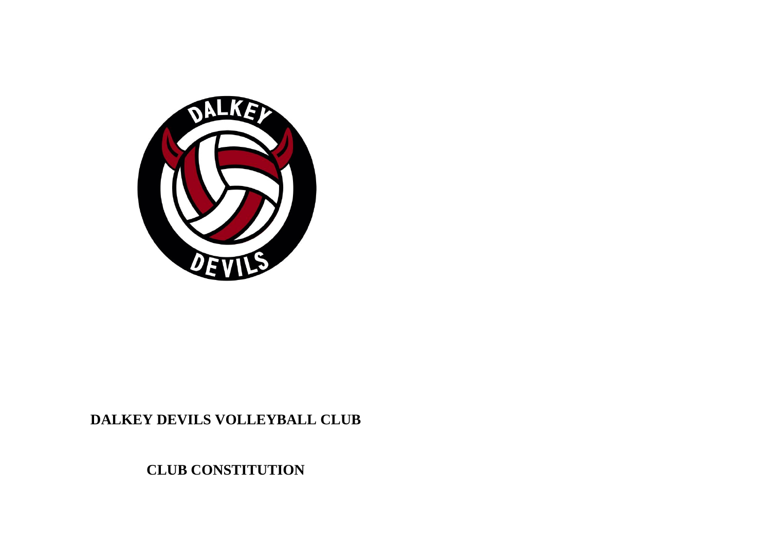# DALKEY DEVILS VOLLEYBALL CLUB

## CLUB CONSTITUTION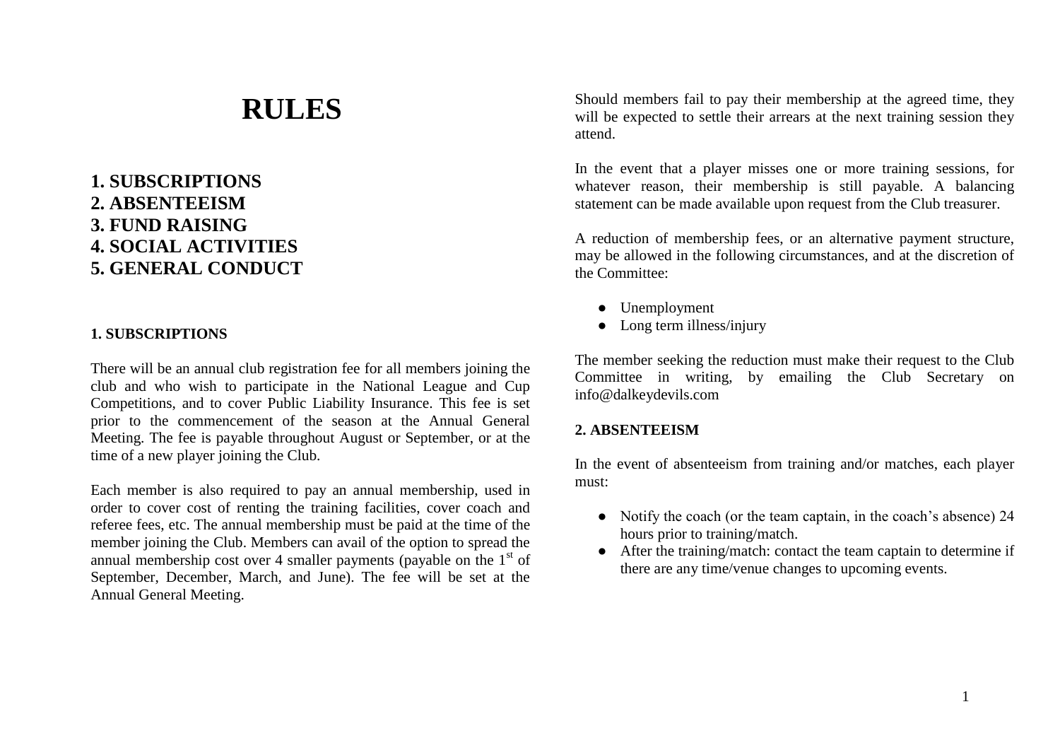# RULES

## 1. SUBSCRIPTIONS
## 2. ABSENTEEISM
## 3. FUND RAISING
## 4. SOCIAL ACTIVITIES
## 5. GENERAL CONDUCT

### 1. SUBSCRIPTIONS

There will be an annual club registration fee for all members joining the club and who wish to participate in the National League and Cup Competitions, and to cover Public Liability Insurance. This fee is set prior to the commencement of the season at the Annual General Meeting. The fee is payable throughout August or September, or at the time of a new player joining the Club.

Each member is also required to pay an annual membership, used in order to cover cost of renting the training facilities, cover coach and referee fees, etc. The annual membership must be paid at the time of the member joining the Club. Members can avail of the option to spread the annual membership cost over 4 smaller payments (payable on the 1st of September, December, March, and June). The fee will be set at the Annual General Meeting.

Should members fail to pay their membership at the agreed time, they will be expected to settle their arrears at the next training session they attend.

In the event that a player misses one or more training sessions, for whatever reason, their membership is still payable. A balancing statement can be made available upon request from the Club treasurer.

A reduction of membership fees, or an alternative payment structure, may be allowed in the following circumstances, and at the discretion of the Committee:

- Unemployment
- Long term illness/injury

The member seeking the reduction must make their request to the Club Committee in writing, by emailing the Club Secretary on info@dalkeydevils.com

### 2. ABSENTEEISM

In the event of absenteeism from training and/or matches, each player must:

- Notify the coach (or the team captain, in the coach's absence) 24 hours prior to training/match.
- After the training/match: contact the team captain to determine if there are any time/venue changes to upcoming events.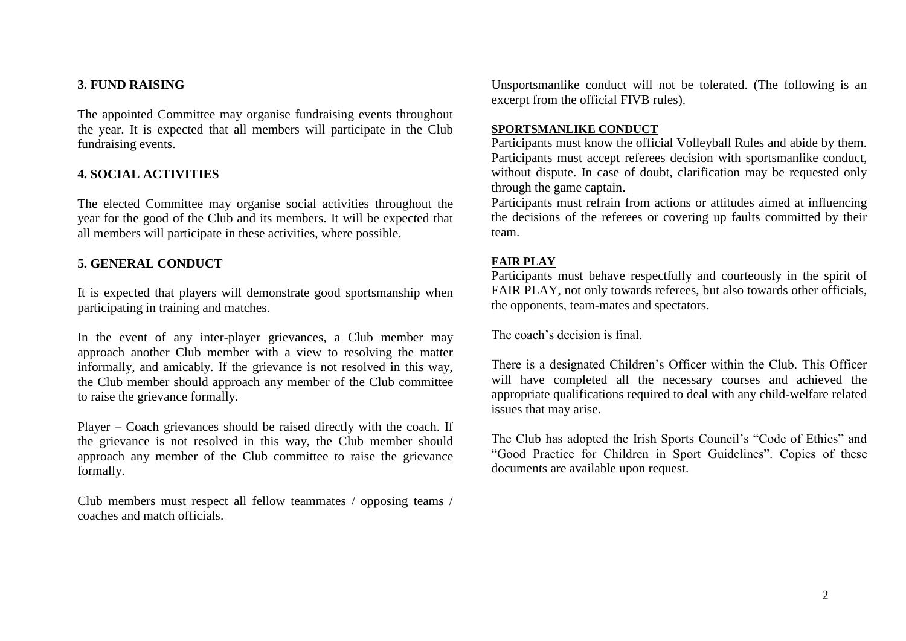## 3. FUND RAISING

The appointed Committee may organise fundraising events throughout the year. It is expected that all members will participate in the Club fundraising events.

## 4. SOCIAL ACTIVITIES

The elected Committee may organise social activities throughout the year for the good of the Club and its members. It will be expected that all members will participate in these activities, where possible.

## 5. GENERAL CONDUCT

It is expected that players will demonstrate good sportsmanship when participating in training and matches.

In the event of any inter-player grievances, a Club member may approach another Club member with a view to resolving the matter informally, and amicably. If the grievance is not resolved in this way, the Club member should approach any member of the Club committee to raise the grievance formally.

Player – Coach grievances should be raised directly with the coach. If the grievance is not resolved in this way, the Club member should approach any member of the Club committee to raise the grievance formally.

Club members must respect all fellow teammates / opposing teams / coaches and match officials.

Unsportsmanlike conduct will not be tolerated. (The following is an excerpt from the official FIVB rules).

### SPORTSMANLIKE CONDUCT

Participants must know the official Volleyball Rules and abide by them. Participants must accept referees decision with sportsmanlike conduct, without dispute. In case of doubt, clarification may be requested only through the game captain.
Participants must refrain from actions or attitudes aimed at influencing the decisions of the referees or covering up faults committed by their team.

### FAIR PLAY

Participants must behave respectfully and courteously in the spirit of FAIR PLAY, not only towards referees, but also towards other officials, the opponents, team-mates and spectators.

The coach's decision is final.

There is a designated Children's Officer within the Club. This Officer will have completed all the necessary courses and achieved the appropriate qualifications required to deal with any child-welfare related issues that may arise.

The Club has adopted the Irish Sports Council's "Code of Ethics" and "Good Practice for Children in Sport Guidelines". Copies of these documents are available upon request.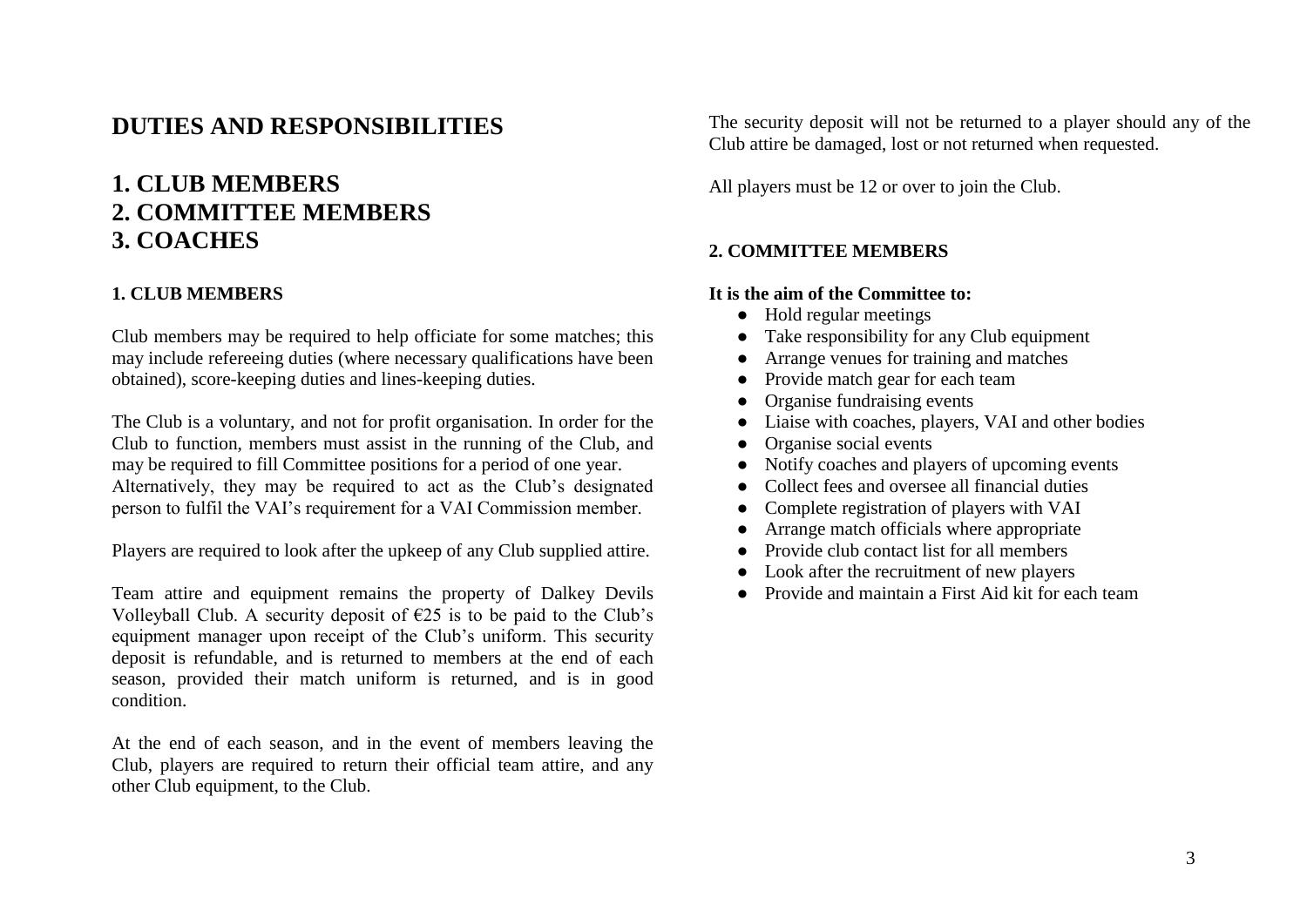## DUTIES AND RESPONSIBILITIES

## 1. CLUB MEMBERS
## 2. COMMITTEE MEMBERS
## 3. COACHES

### 1. CLUB MEMBERS

Club members may be required to help officiate for some matches; this may include refereeing duties (where necessary qualifications have been obtained), score-keeping duties and lines-keeping duties.

The Club is a voluntary, and not for profit organisation. In order for the Club to function, members must assist in the running of the Club, and may be required to fill Committee positions for a period of one year.
Alternatively, they may be required to act as the Club's designated person to fulfil the VAI's requirement for a VAI Commission member.

Players are required to look after the upkeep of any Club supplied attire.

Team attire and equipment remains the property of Dalkey Devils Volleyball Club. A security deposit of €25 is to be paid to the Club's equipment manager upon receipt of the Club's uniform. This security deposit is refundable, and is returned to members at the end of each season, provided their match uniform is returned, and is in good condition.

At the end of each season, and in the event of members leaving the Club, players are required to return their official team attire, and any other Club equipment, to the Club.

The security deposit will not be returned to a player should any of the Club attire be damaged, lost or not returned when requested.

All players must be 12 or over to join the Club.

### 2. COMMITTEE MEMBERS

**It is the aim of the Committee to:**

- Hold regular meetings
- Take responsibility for any Club equipment
- Arrange venues for training and matches
- Provide match gear for each team
- Organise fundraising events
- Liaise with coaches, players, VAI and other bodies
- Organise social events
- Notify coaches and players of upcoming events
- Collect fees and oversee all financial duties
- Complete registration of players with VAI
- Arrange match officials where appropriate
- Provide club contact list for all members
- Look after the recruitment of new players
- Provide and maintain a First Aid kit for each team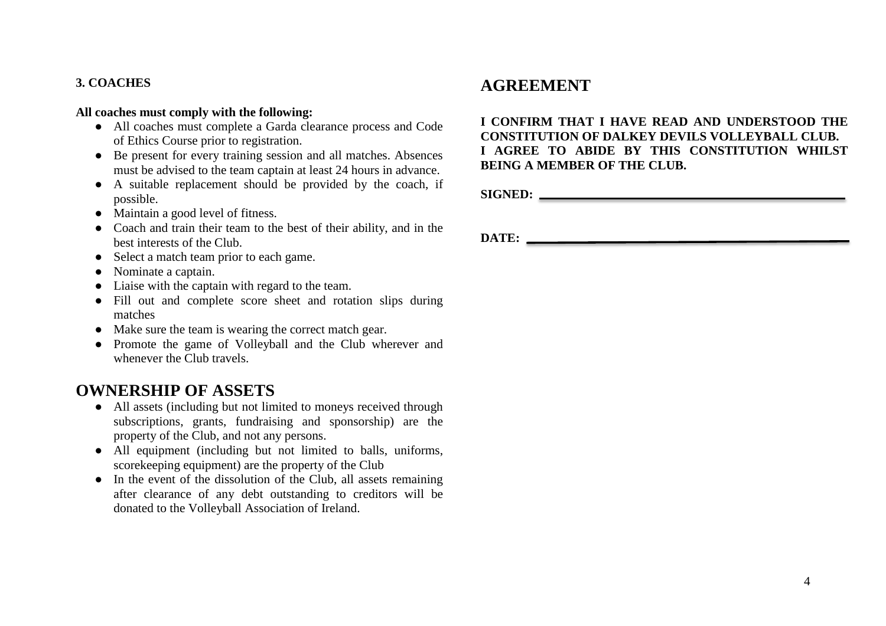**3. COACHES**

**All coaches must comply with the following:**

- All coaches must complete a Garda clearance process and Code of Ethics Course prior to registration.
- Be present for every training session and all matches. Absences must be advised to the team captain at least 24 hours in advance.
- A suitable replacement should be provided by the coach, if possible.
- Maintain a good level of fitness.
- Coach and train their team to the best of their ability, and in the best interests of the Club.
- Select a match team prior to each game.
- Nominate a captain.
- Liaise with the captain with regard to the team.
- Fill out and complete score sheet and rotation slips during matches
- Make sure the team is wearing the correct match gear.
- Promote the game of Volleyball and the Club wherever and whenever the Club travels.

## OWNERSHIP OF ASSETS

- All assets (including but not limited to moneys received through subscriptions, grants, fundraising and sponsorship) are the property of the Club, and not any persons.
- All equipment (including but not limited to balls, uniforms, scorekeeping equipment) are the property of the Club
- In the event of the dissolution of the Club, all assets remaining after clearance of any debt outstanding to creditors will be donated to the Volleyball Association of Ireland.

## AGREEMENT

**I CONFIRM THAT I HAVE READ AND UNDERSTOOD THE CONSTITUTION OF DALKEY DEVILS VOLLEYBALL CLUB.**
**I AGREE TO ABIDE BY THIS CONSTITUTION WHILST BEING A MEMBER OF THE CLUB.**

**SIGNED:** ______________________________

**DATE:** ______________________________